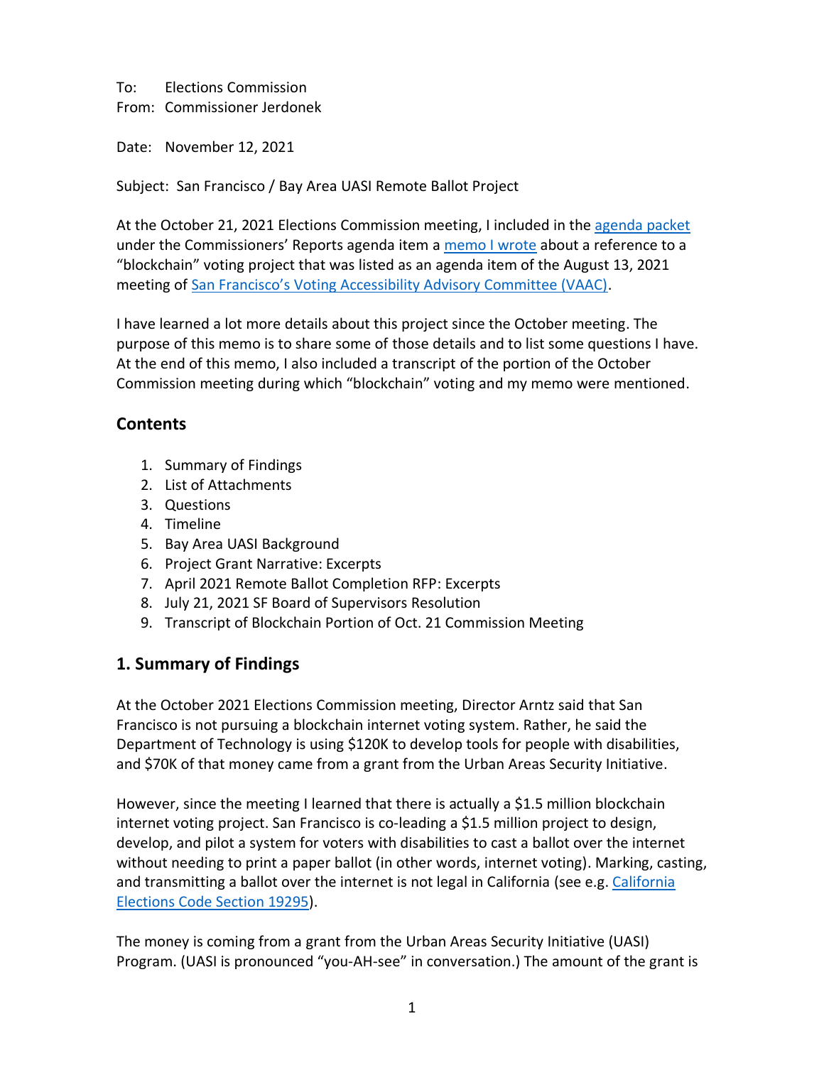To: Elections Commission
From: Commissioner Jerdonek

Date: November 12, 2021

Subject: San Francisco / Bay Area UASI Remote Ballot Project

At the October 21, 2021 Elections Commission meeting, I included in the [agenda packet](#) under the Commissioners' Reports agenda item a [memo I wrote](#) about a reference to a "blockchain" voting project that was listed as an agenda item of the August 13, 2021 meeting of [San Francisco's Voting Accessibility Advisory Committee (VAAC)](#).

I have learned a lot more details about this project since the October meeting. The purpose of this memo is to share some of those details and to list some questions I have. At the end of this memo, I also included a transcript of the portion of the October Commission meeting during which "blockchain" voting and my memo were mentioned.

## Contents

1. Summary of Findings
2. List of Attachments
3. Questions
4. Timeline
5. Bay Area UASI Background
6. Project Grant Narrative: Excerpts
7. April 2021 Remote Ballot Completion RFP: Excerpts
8. July 21, 2021 SF Board of Supervisors Resolution
9. Transcript of Blockchain Portion of Oct. 21 Commission Meeting

## 1. Summary of Findings

At the October 2021 Elections Commission meeting, Director Arntz said that San Francisco is not pursuing a blockchain internet voting system. Rather, he said the Department of Technology is using $120K to develop tools for people with disabilities, and $70K of that money came from a grant from the Urban Areas Security Initiative.

However, since the meeting I learned that there is actually a $1.5 million blockchain internet voting project. San Francisco is co-leading a $1.5 million project to design, develop, and pilot a system for voters with disabilities to cast a ballot over the internet without needing to print a paper ballot (in other words, internet voting). Marking, casting, and transmitting a ballot over the internet is not legal in California (see e.g. [California Elections Code Section 19295](#)).

The money is coming from a grant from the Urban Areas Security Initiative (UASI) Program. (UASI is pronounced "you-AH-see" in conversation.) The amount of the grant is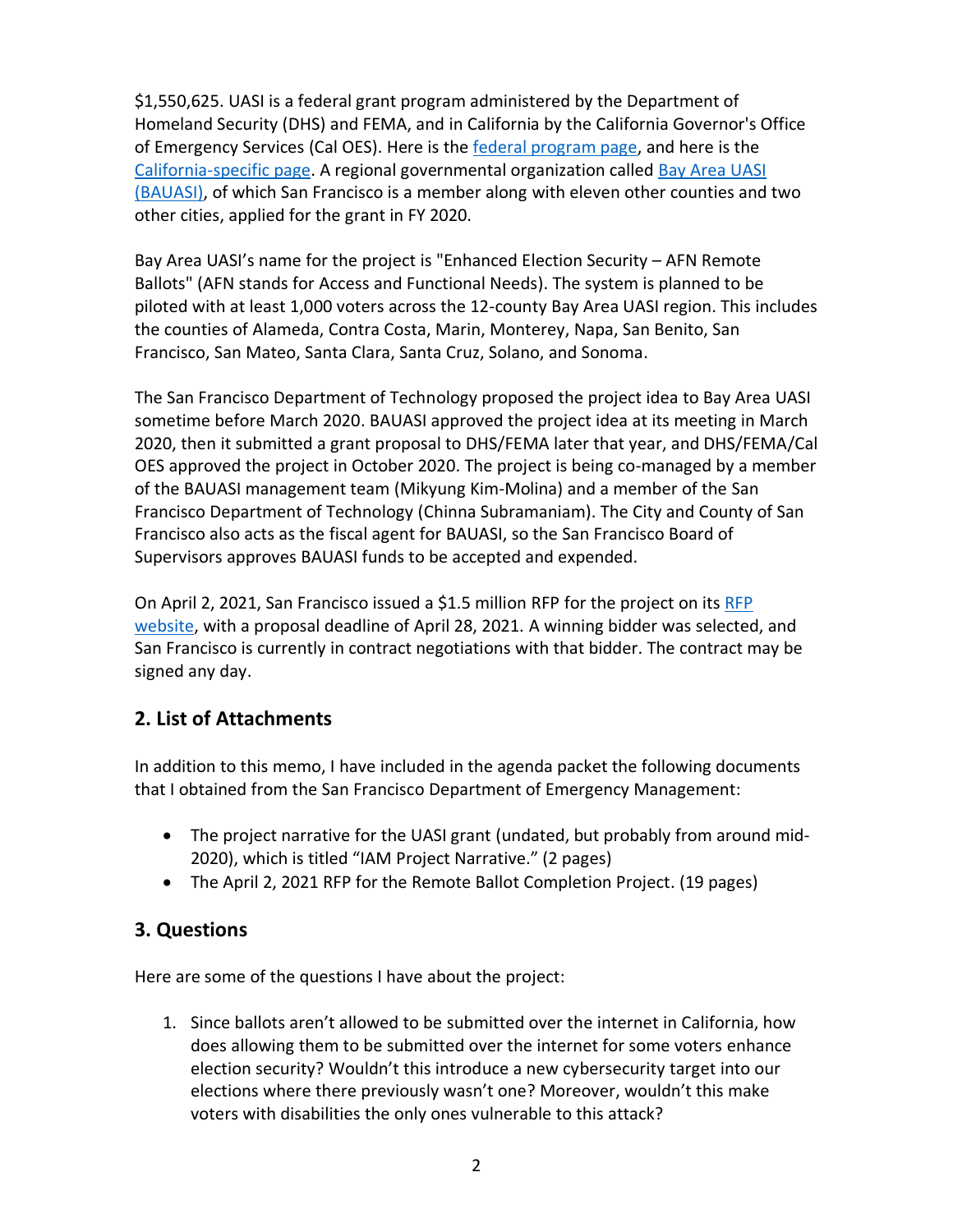$1,550,625. UASI is a federal grant program administered by the Department of Homeland Security (DHS) and FEMA, and in California by the California Governor's Office of Emergency Services (Cal OES). Here is the federal program page, and here is the California-specific page. A regional governmental organization called Bay Area UASI (BAUASI), of which San Francisco is a member along with eleven other counties and two other cities, applied for the grant in FY 2020.

Bay Area UASI's name for the project is "Enhanced Election Security – AFN Remote Ballots" (AFN stands for Access and Functional Needs). The system is planned to be piloted with at least 1,000 voters across the 12-county Bay Area UASI region. This includes the counties of Alameda, Contra Costa, Marin, Monterey, Napa, San Benito, San Francisco, San Mateo, Santa Clara, Santa Cruz, Solano, and Sonoma.

The San Francisco Department of Technology proposed the project idea to Bay Area UASI sometime before March 2020. BAUASI approved the project idea at its meeting in March 2020, then it submitted a grant proposal to DHS/FEMA later that year, and DHS/FEMA/Cal OES approved the project in October 2020. The project is being co-managed by a member of the BAUASI management team (Mikyung Kim-Molina) and a member of the San Francisco Department of Technology (Chinna Subramaniam). The City and County of San Francisco also acts as the fiscal agent for BAUASI, so the San Francisco Board of Supervisors approves BAUASI funds to be accepted and expended.

On April 2, 2021, San Francisco issued a $1.5 million RFP for the project on its RFP website, with a proposal deadline of April 28, 2021. A winning bidder was selected, and San Francisco is currently in contract negotiations with that bidder. The contract may be signed any day.

## 2. List of Attachments

In addition to this memo, I have included in the agenda packet the following documents that I obtained from the San Francisco Department of Emergency Management:

- The project narrative for the UASI grant (undated, but probably from around mid-2020), which is titled "IAM Project Narrative." (2 pages)
- The April 2, 2021 RFP for the Remote Ballot Completion Project. (19 pages)

## 3. Questions

Here are some of the questions I have about the project:

1. Since ballots aren't allowed to be submitted over the internet in California, how does allowing them to be submitted over the internet for some voters enhance election security? Wouldn't this introduce a new cybersecurity target into our elections where there previously wasn't one? Moreover, wouldn't this make voters with disabilities the only ones vulnerable to this attack?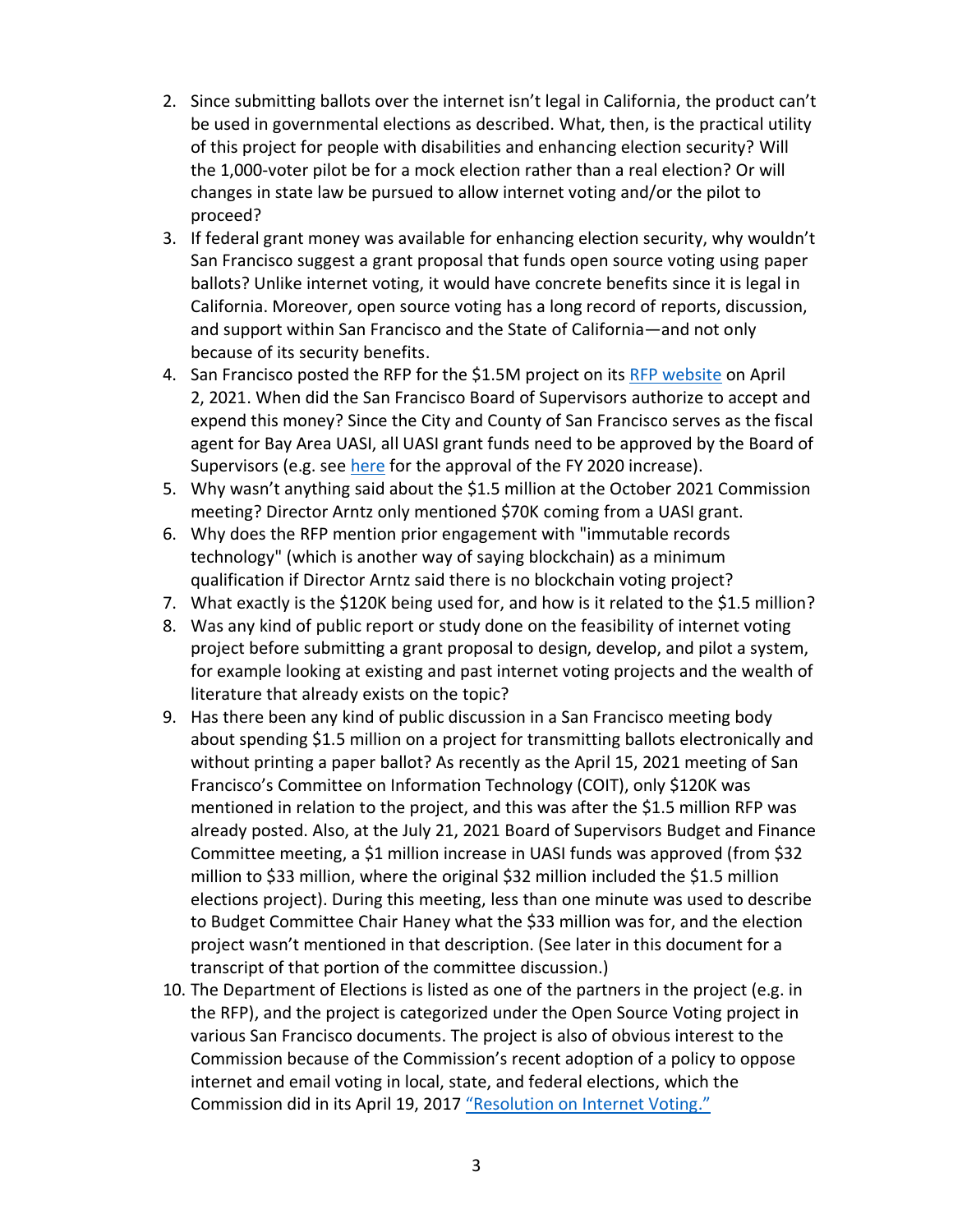2. Since submitting ballots over the internet isn't legal in California, the product can't be used in governmental elections as described. What, then, is the practical utility of this project for people with disabilities and enhancing election security? Will the 1,000-voter pilot be for a mock election rather than a real election? Or will changes in state law be pursued to allow internet voting and/or the pilot to proceed?
3. If federal grant money was available for enhancing election security, why wouldn't San Francisco suggest a grant proposal that funds open source voting using paper ballots? Unlike internet voting, it would have concrete benefits since it is legal in California. Moreover, open source voting has a long record of reports, discussion, and support within San Francisco and the State of California—and not only because of its security benefits.
4. San Francisco posted the RFP for the $1.5M project on its [RFP website]() on April 2, 2021. When did the San Francisco Board of Supervisors authorize to accept and expend this money? Since the City and County of San Francisco serves as the fiscal agent for Bay Area UASI, all UASI grant funds need to be approved by the Board of Supervisors (e.g. see [here]() for the approval of the FY 2020 increase).
5. Why wasn't anything said about the $1.5 million at the October 2021 Commission meeting? Director Arntz only mentioned $70K coming from a UASI grant.
6. Why does the RFP mention prior engagement with "immutable records technology" (which is another way of saying blockchain) as a minimum qualification if Director Arntz said there is no blockchain voting project?
7. What exactly is the $120K being used for, and how is it related to the $1.5 million?
8. Was any kind of public report or study done on the feasibility of internet voting project before submitting a grant proposal to design, develop, and pilot a system, for example looking at existing and past internet voting projects and the wealth of literature that already exists on the topic?
9. Has there been any kind of public discussion in a San Francisco meeting body about spending $1.5 million on a project for transmitting ballots electronically and without printing a paper ballot? As recently as the April 15, 2021 meeting of San Francisco's Committee on Information Technology (COIT), only $120K was mentioned in relation to the project, and this was after the $1.5 million RFP was already posted. Also, at the July 21, 2021 Board of Supervisors Budget and Finance Committee meeting, a $1 million increase in UASI funds was approved (from $32 million to $33 million, where the original $32 million included the $1.5 million elections project). During this meeting, less than one minute was used to describe to Budget Committee Chair Haney what the $33 million was for, and the election project wasn't mentioned in that description. (See later in this document for a transcript of that portion of the committee discussion.)
10. The Department of Elections is listed as one of the partners in the project (e.g. in the RFP), and the project is categorized under the Open Source Voting project in various San Francisco documents. The project is also of obvious interest to the Commission because of the Commission's recent adoption of a policy to oppose internet and email voting in local, state, and federal elections, which the Commission did in its April 19, 2017 ["Resolution on Internet Voting."]()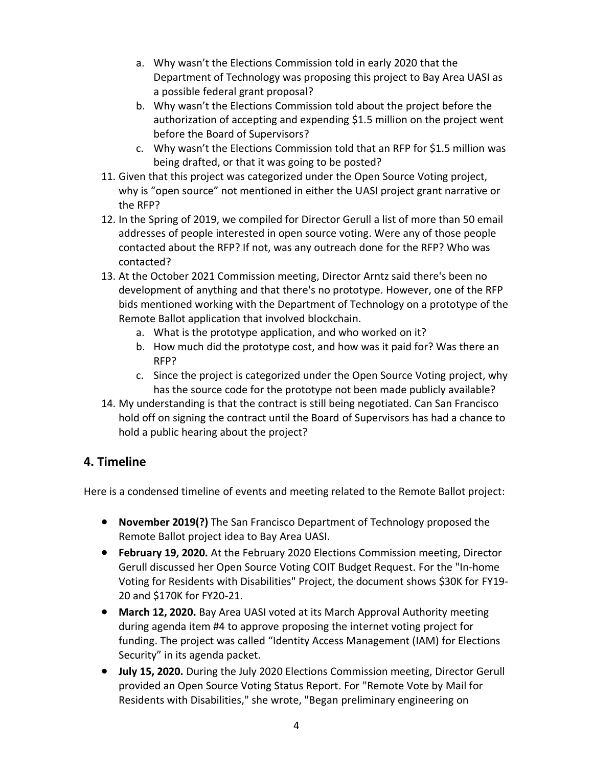a. Why wasn't the Elections Commission told in early 2020 that the Department of Technology was proposing this project to Bay Area UASI as a possible federal grant proposal?
   b. Why wasn't the Elections Commission told about the project before the authorization of accepting and expending $1.5 million on the project went before the Board of Supervisors?
   c. Why wasn't the Elections Commission told that an RFP for $1.5 million was being drafted, or that it was going to be posted?
11. Given that this project was categorized under the Open Source Voting project, why is "open source" not mentioned in either the UASI project grant narrative or the RFP?
12. In the Spring of 2019, we compiled for Director Gerull a list of more than 50 email addresses of people interested in open source voting. Were any of those people contacted about the RFP? If not, was any outreach done for the RFP? Who was contacted?
13. At the October 2021 Commission meeting, Director Arntz said there's been no development of anything and that there's no prototype. However, one of the RFP bids mentioned working with the Department of Technology on a prototype of the Remote Ballot application that involved blockchain.
   a. What is the prototype application, and who worked on it?
   b. How much did the prototype cost, and how was it paid for? Was there an RFP?
   c. Since the project is categorized under the Open Source Voting project, why has the source code for the prototype not been made publicly available?
14. My understanding is that the contract is still being negotiated. Can San Francisco hold off on signing the contract until the Board of Supervisors has had a chance to hold a public hearing about the project?

## 4. Timeline

Here is a condensed timeline of events and meeting related to the Remote Ballot project:

- **November 2019(?)** The San Francisco Department of Technology proposed the Remote Ballot project idea to Bay Area UASI.
- **February 19, 2020.** At the February 2020 Elections Commission meeting, Director Gerull discussed her Open Source Voting COIT Budget Request. For the "In-home Voting for Residents with Disabilities" Project, the document shows $30K for FY19-20 and $170K for FY20-21.
- **March 12, 2020.** Bay Area UASI voted at its March Approval Authority meeting during agenda item #4 to approve proposing the internet voting project for funding. The project was called "Identity Access Management (IAM) for Elections Security" in its agenda packet.
- **July 15, 2020.** During the July 2020 Elections Commission meeting, Director Gerull provided an Open Source Voting Status Report. For "Remote Vote by Mail for Residents with Disabilities," she wrote, "Began preliminary engineering on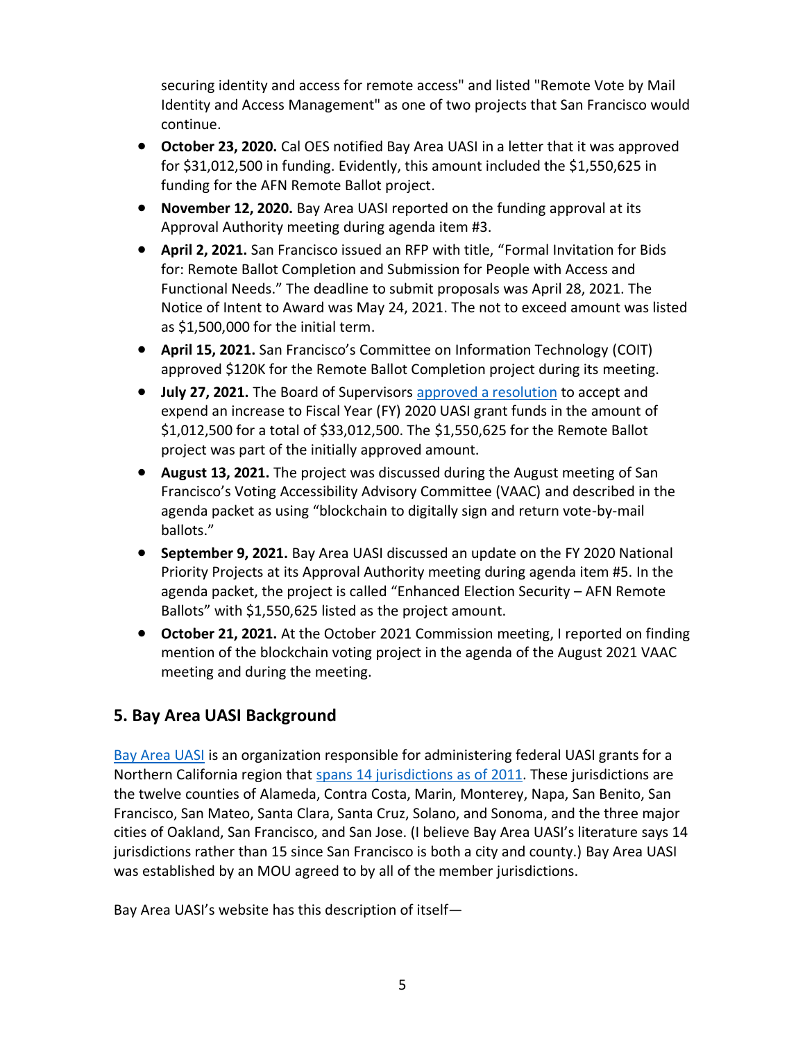securing identity and access for remote access" and listed "Remote Vote by Mail Identity and Access Management" as one of two projects that San Francisco would continue.

- **October 23, 2020.** Cal OES notified Bay Area UASI in a letter that it was approved for $31,012,500 in funding. Evidently, this amount included the $1,550,625 in funding for the AFN Remote Ballot project.
- **November 12, 2020.** Bay Area UASI reported on the funding approval at its Approval Authority meeting during agenda item #3.
- **April 2, 2021.** San Francisco issued an RFP with title, "Formal Invitation for Bids for: Remote Ballot Completion and Submission for People with Access and Functional Needs." The deadline to submit proposals was April 28, 2021. The Notice of Intent to Award was May 24, 2021. The not to exceed amount was listed as $1,500,000 for the initial term.
- **April 15, 2021.** San Francisco's Committee on Information Technology (COIT) approved $120K for the Remote Ballot Completion project during its meeting.
- **July 27, 2021.** The Board of Supervisors approved a resolution to accept and expend an increase to Fiscal Year (FY) 2020 UASI grant funds in the amount of $1,012,500 for a total of $33,012,500. The $1,550,625 for the Remote Ballot project was part of the initially approved amount.
- **August 13, 2021.** The project was discussed during the August meeting of San Francisco's Voting Accessibility Advisory Committee (VAAC) and described in the agenda packet as using "blockchain to digitally sign and return vote-by-mail ballots."
- **September 9, 2021.** Bay Area UASI discussed an update on the FY 2020 National Priority Projects at its Approval Authority meeting during agenda item #5. In the agenda packet, the project is called "Enhanced Election Security – AFN Remote Ballots" with $1,550,625 listed as the project amount.
- **October 21, 2021.** At the October 2021 Commission meeting, I reported on finding mention of the blockchain voting project in the agenda of the August 2021 VAAC meeting and during the meeting.

## 5. Bay Area UASI Background

Bay Area UASI is an organization responsible for administering federal UASI grants for a Northern California region that spans 14 jurisdictions as of 2011. These jurisdictions are the twelve counties of Alameda, Contra Costa, Marin, Monterey, Napa, San Benito, San Francisco, San Mateo, Santa Clara, Santa Cruz, Solano, and Sonoma, and the three major cities of Oakland, San Francisco, and San Jose. (I believe Bay Area UASI's literature says 14 jurisdictions rather than 15 since San Francisco is both a city and county.) Bay Area UASI was established by an MOU agreed to by all of the member jurisdictions.

Bay Area UASI's website has this description of itself—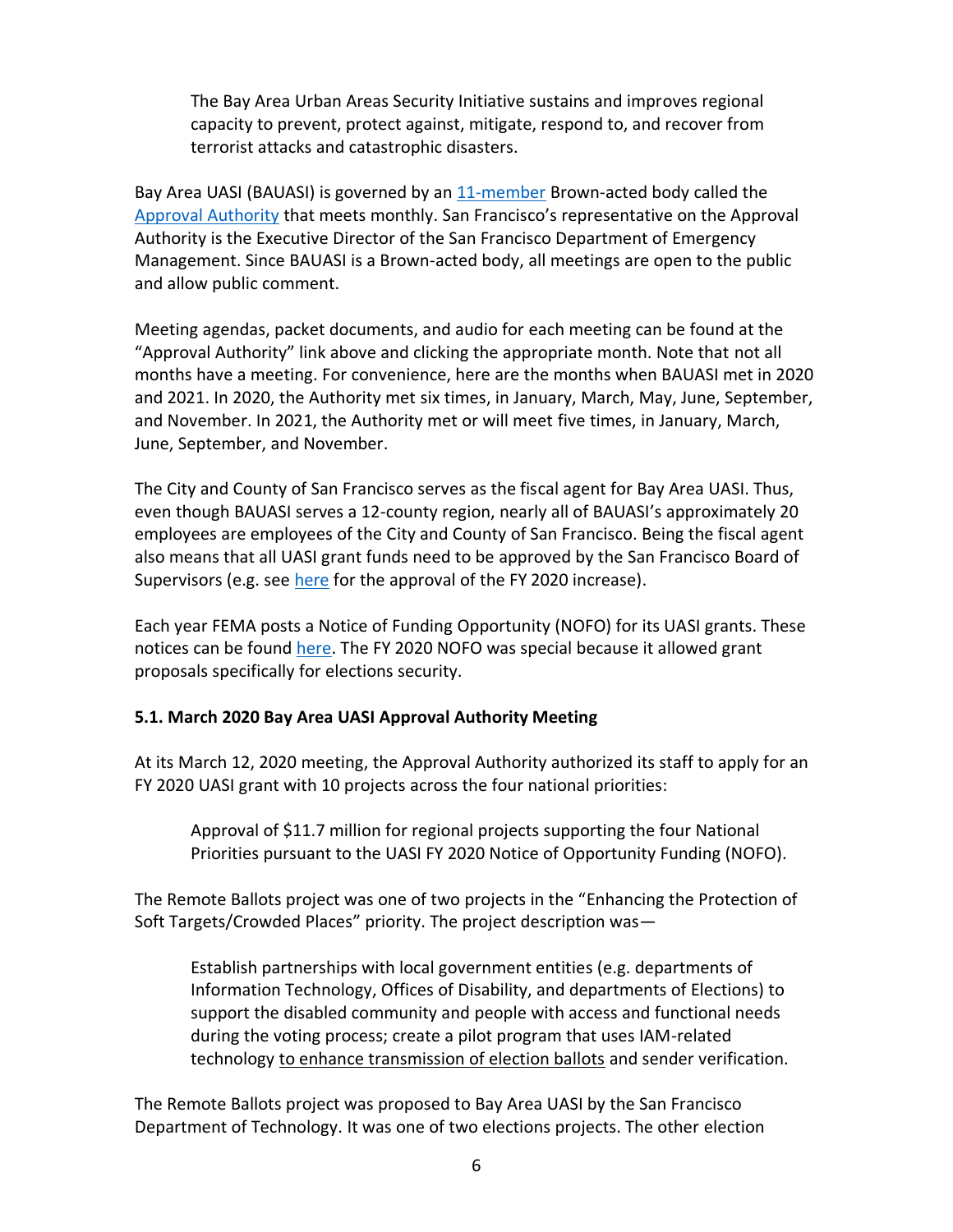> The Bay Area Urban Areas Security Initiative sustains and improves regional capacity to prevent, protect against, mitigate, respond to, and recover from terrorist attacks and catastrophic disasters.

Bay Area UASI (BAUASI) is governed by an 11-member Brown-acted body called the Approval Authority that meets monthly. San Francisco's representative on the Approval Authority is the Executive Director of the San Francisco Department of Emergency Management. Since BAUASI is a Brown-acted body, all meetings are open to the public and allow public comment.

Meeting agendas, packet documents, and audio for each meeting can be found at the "Approval Authority" link above and clicking the appropriate month. Note that not all months have a meeting. For convenience, here are the months when BAUASI met in 2020 and 2021. In 2020, the Authority met six times, in January, March, May, June, September, and November. In 2021, the Authority met or will meet five times, in January, March, June, September, and November.

The City and County of San Francisco serves as the fiscal agent for Bay Area UASI. Thus, even though BAUASI serves a 12-county region, nearly all of BAUASI's approximately 20 employees are employees of the City and County of San Francisco. Being the fiscal agent also means that all UASI grant funds need to be approved by the San Francisco Board of Supervisors (e.g. see here for the approval of the FY 2020 increase).

Each year FEMA posts a Notice of Funding Opportunity (NOFO) for its UASI grants. These notices can be found here. The FY 2020 NOFO was special because it allowed grant proposals specifically for elections security.

**5.1. March 2020 Bay Area UASI Approval Authority Meeting**

At its March 12, 2020 meeting, the Approval Authority authorized its staff to apply for an FY 2020 UASI grant with 10 projects across the four national priorities:

> Approval of $11.7 million for regional projects supporting the four National Priorities pursuant to the UASI FY 2020 Notice of Opportunity Funding (NOFO).

The Remote Ballots project was one of two projects in the "Enhancing the Protection of Soft Targets/Crowded Places" priority. The project description was—

> Establish partnerships with local government entities (e.g. departments of Information Technology, Offices of Disability, and departments of Elections) to support the disabled community and people with access and functional needs during the voting process; create a pilot program that uses IAM-related technology to enhance transmission of election ballots and sender verification.

The Remote Ballots project was proposed to Bay Area UASI by the San Francisco Department of Technology. It was one of two elections projects. The other election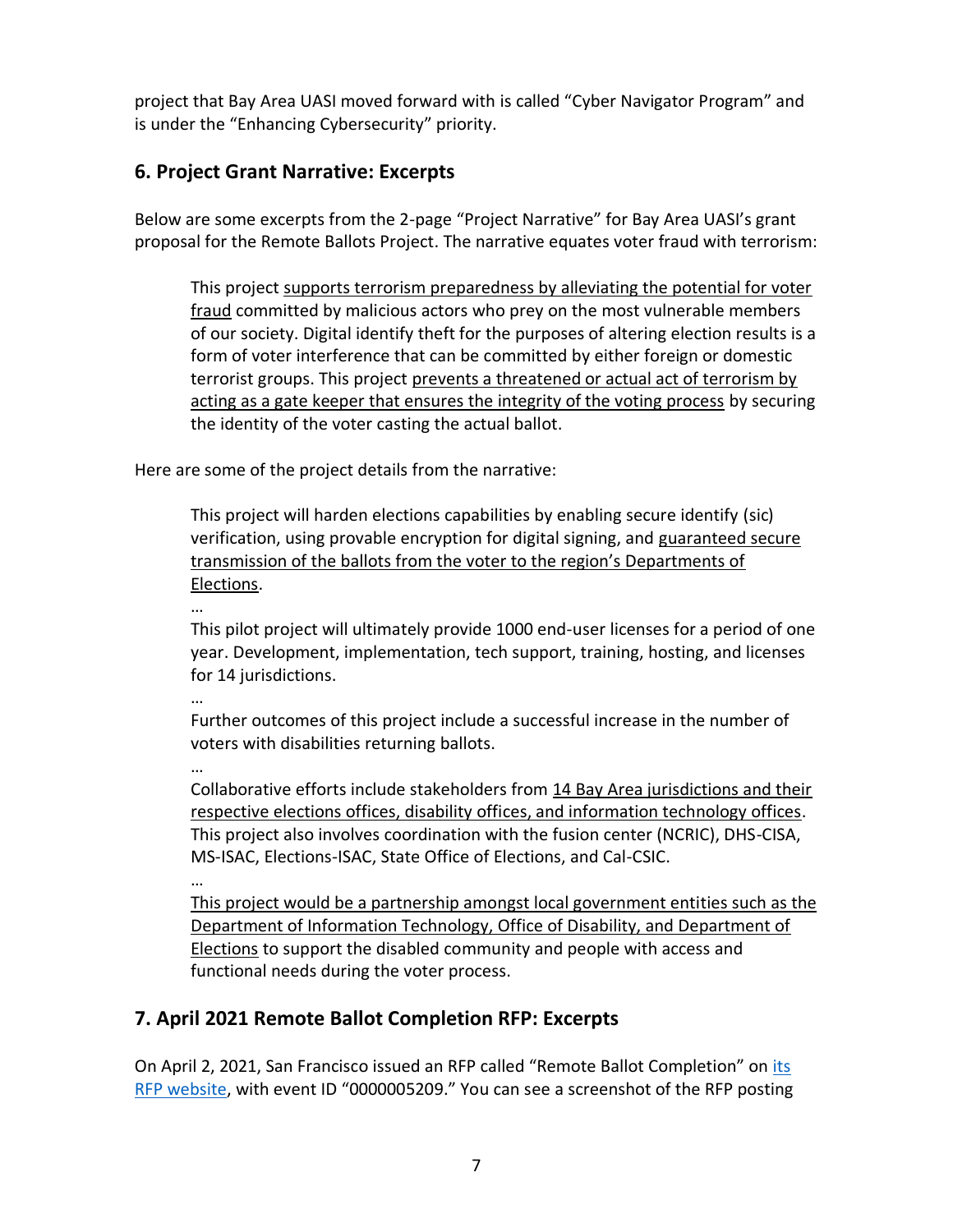project that Bay Area UASI moved forward with is called "Cyber Navigator Program" and is under the "Enhancing Cybersecurity" priority.

## 6. Project Grant Narrative: Excerpts

Below are some excerpts from the 2-page "Project Narrative" for Bay Area UASI's grant proposal for the Remote Ballots Project. The narrative equates voter fraud with terrorism:

> This project <u>supports terrorism preparedness by alleviating the potential for voter fraud</u> committed by malicious actors who prey on the most vulnerable members of our society. Digital identify theft for the purposes of altering election results is a form of voter interference that can be committed by either foreign or domestic terrorist groups. This project <u>prevents a threatened or actual act of terrorism by acting as a gate keeper that ensures the integrity of the voting process</u> by securing the identity of the voter casting the actual ballot.

Here are some of the project details from the narrative:

> This project will harden elections capabilities by enabling secure identify (sic) verification, using provable encryption for digital signing, and <u>guaranteed secure transmission of the ballots from the voter to the region's Departments of Elections</u>.
>
> …
>
> This pilot project will ultimately provide 1000 end-user licenses for a period of one year. Development, implementation, tech support, training, hosting, and licenses for 14 jurisdictions.
>
> …
>
> Further outcomes of this project include a successful increase in the number of voters with disabilities returning ballots.
>
> …
>
> Collaborative efforts include stakeholders from <u>14 Bay Area jurisdictions and their respective elections offices, disability offices, and information technology offices</u>. This project also involves coordination with the fusion center (NCRIC), DHS-CISA, MS-ISAC, Elections-ISAC, State Office of Elections, and Cal-CSIC.
>
> …
>
> <u>This project would be a partnership amongst local government entities such as the Department of Information Technology, Office of Disability, and Department of Elections</u> to support the disabled community and people with access and functional needs during the voter process.

## 7. April 2021 Remote Ballot Completion RFP: Excerpts

On April 2, 2021, San Francisco issued an RFP called "Remote Ballot Completion" on [its RFP website](), with event ID "0000005209." You can see a screenshot of the RFP posting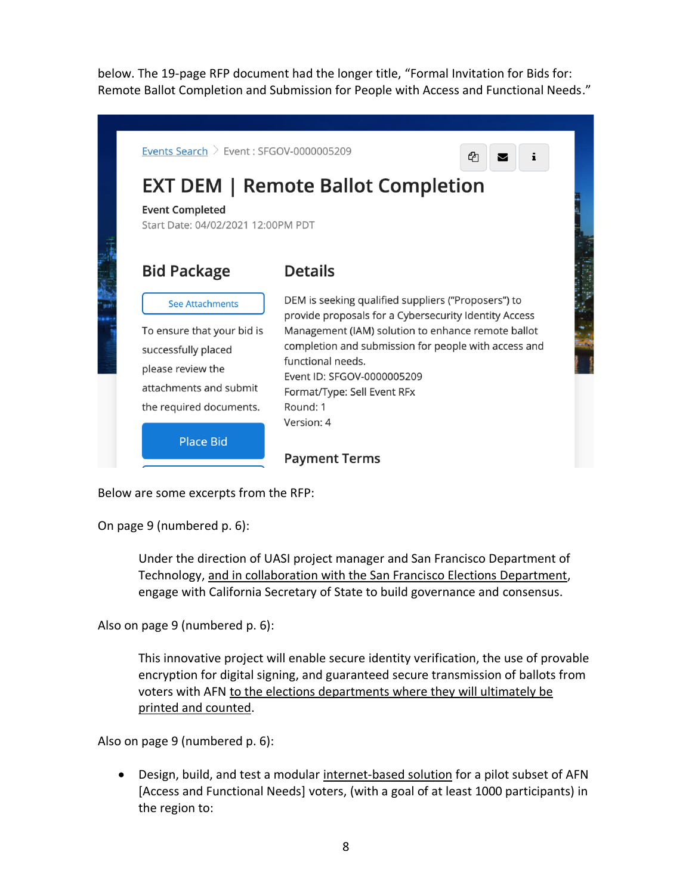below. The 19-page RFP document had the longer title, "Formal Invitation for Bids for: Remote Ballot Completion and Submission for People with Access and Functional Needs."

Events Search > Event : SFGOV-0000005209

## EXT DEM | Remote Ballot Completion

**Event Completed**
Start Date: 04/02/2021 12:00PM PDT

### Bid Package

See Attachments

To ensure that your bid is successfully placed please review the attachments and submit the required documents.

Place Bid

### Details

DEM is seeking qualified suppliers ("Proposers") to provide proposals for a Cybersecurity Identity Access Management (IAM) solution to enhance remote ballot completion and submission for people with access and functional needs.
Event ID: SFGOV-0000005209
Format/Type: Sell Event RFx
Round: 1
Version: 4

### Payment Terms

Below are some excerpts from the RFP:

On page 9 (numbered p. 6):

> Under the direction of UASI project manager and San Francisco Department of Technology, <u>and in collaboration with the San Francisco Elections Department</u>, engage with California Secretary of State to build governance and consensus.

Also on page 9 (numbered p. 6):

> This innovative project will enable secure identity verification, the use of provable encryption for digital signing, and guaranteed secure transmission of ballots from voters with AFN <u>to the elections departments where they will ultimately be printed and counted</u>.

Also on page 9 (numbered p. 6):

- Design, build, and test a modular <u>internet-based solution</u> for a pilot subset of AFN [Access and Functional Needs] voters, (with a goal of at least 1000 participants) in the region to: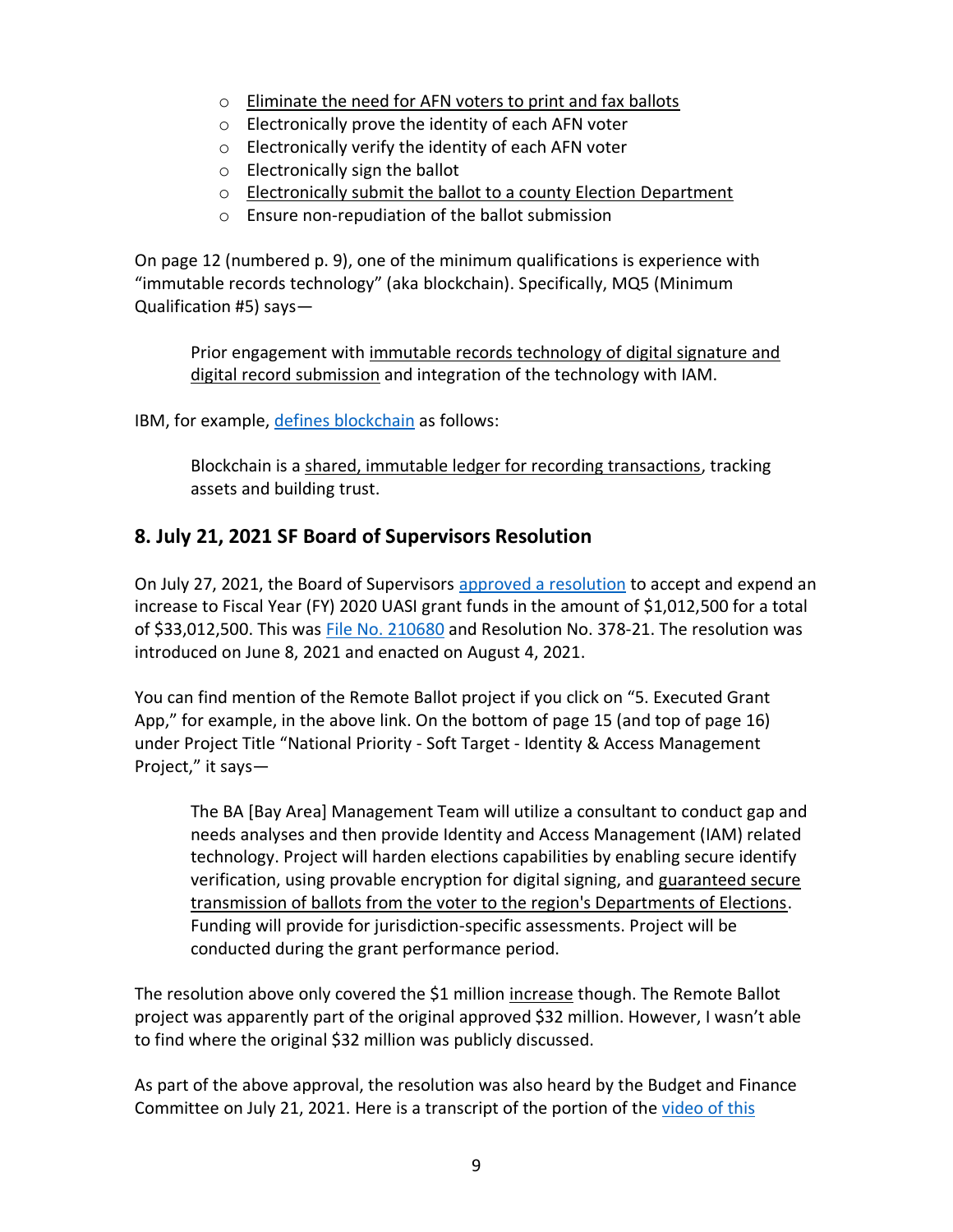- Eliminate the need for AFN voters to print and fax ballots
- Electronically prove the identity of each AFN voter
- Electronically verify the identity of each AFN voter
- Electronically sign the ballot
- Electronically submit the ballot to a county Election Department
- Ensure non-repudiation of the ballot submission

On page 12 (numbered p. 9), one of the minimum qualifications is experience with "immutable records technology" (aka blockchain). Specifically, MQ5 (Minimum Qualification #5) says—

> Prior engagement with immutable records technology of digital signature and digital record submission and integration of the technology with IAM.

IBM, for example, defines blockchain as follows:

> Blockchain is a shared, immutable ledger for recording transactions, tracking assets and building trust.

## 8. July 21, 2021 SF Board of Supervisors Resolution

On July 27, 2021, the Board of Supervisors approved a resolution to accept and expend an increase to Fiscal Year (FY) 2020 UASI grant funds in the amount of $1,012,500 for a total of $33,012,500. This was File No. 210680 and Resolution No. 378-21. The resolution was introduced on June 8, 2021 and enacted on August 4, 2021.

You can find mention of the Remote Ballot project if you click on "5. Executed Grant App," for example, in the above link. On the bottom of page 15 (and top of page 16) under Project Title "National Priority - Soft Target - Identity & Access Management Project," it says—

> The BA [Bay Area] Management Team will utilize a consultant to conduct gap and needs analyses and then provide Identity and Access Management (IAM) related technology. Project will harden elections capabilities by enabling secure identify verification, using provable encryption for digital signing, and guaranteed secure transmission of ballots from the voter to the region's Departments of Elections. Funding will provide for jurisdiction-specific assessments. Project will be conducted during the grant performance period.

The resolution above only covered the $1 million increase though. The Remote Ballot project was apparently part of the original approved $32 million. However, I wasn't able to find where the original $32 million was publicly discussed.

As part of the above approval, the resolution was also heard by the Budget and Finance Committee on July 21, 2021. Here is a transcript of the portion of the video of this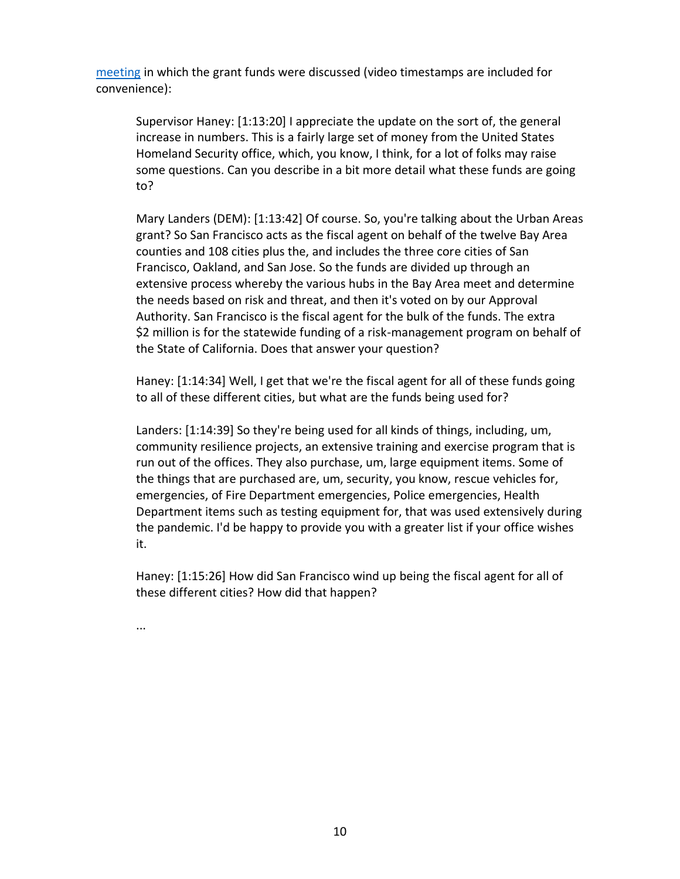[meeting](#) in which the grant funds were discussed (video timestamps are included for convenience):

> Supervisor Haney: [1:13:20] I appreciate the update on the sort of, the general increase in numbers. This is a fairly large set of money from the United States Homeland Security office, which, you know, I think, for a lot of folks may raise some questions. Can you describe in a bit more detail what these funds are going to?
>
> Mary Landers (DEM): [1:13:42] Of course. So, you're talking about the Urban Areas grant? So San Francisco acts as the fiscal agent on behalf of the twelve Bay Area counties and 108 cities plus the, and includes the three core cities of San Francisco, Oakland, and San Jose. So the funds are divided up through an extensive process whereby the various hubs in the Bay Area meet and determine the needs based on risk and threat, and then it's voted on by our Approval Authority. San Francisco is the fiscal agent for the bulk of the funds. The extra $2 million is for the statewide funding of a risk-management program on behalf of the State of California. Does that answer your question?
>
> Haney: [1:14:34] Well, I get that we're the fiscal agent for all of these funds going to all of these different cities, but what are the funds being used for?
>
> Landers: [1:14:39] So they're being used for all kinds of things, including, um, community resilience projects, an extensive training and exercise program that is run out of the offices. They also purchase, um, large equipment items. Some of the things that are purchased are, um, security, you know, rescue vehicles for, emergencies, of Fire Department emergencies, Police emergencies, Health Department items such as testing equipment for, that was used extensively during the pandemic. I'd be happy to provide you with a greater list if your office wishes it.
>
> Haney: [1:15:26] How did San Francisco wind up being the fiscal agent for all of these different cities? How did that happen?
>
> ...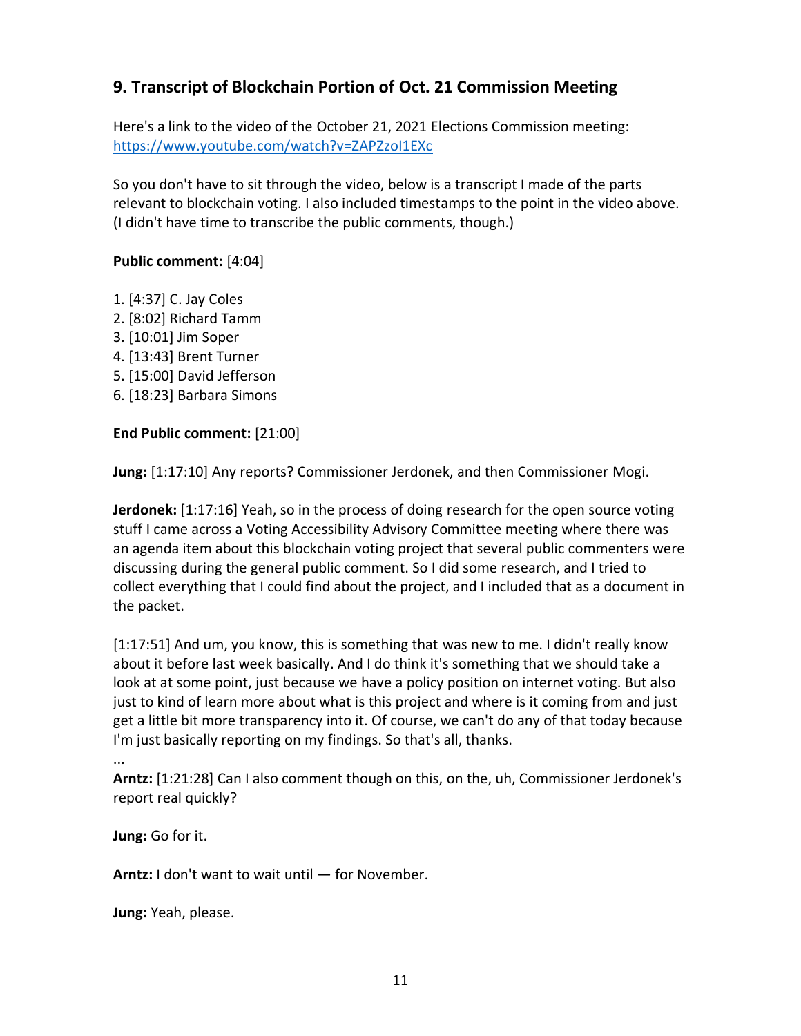## 9. Transcript of Blockchain Portion of Oct. 21 Commission Meeting

Here's a link to the video of the October 21, 2021 Elections Commission meeting: https://www.youtube.com/watch?v=ZAPZzoI1EXc

So you don't have to sit through the video, below is a transcript I made of the parts relevant to blockchain voting. I also included timestamps to the point in the video above. (I didn't have time to transcribe the public comments, though.)

**Public comment:** [4:04]

1. [4:37] C. Jay Coles
2. [8:02] Richard Tamm
3. [10:01] Jim Soper
4. [13:43] Brent Turner
5. [15:00] David Jefferson
6. [18:23] Barbara Simons

**End Public comment:** [21:00]

**Jung:** [1:17:10] Any reports? Commissioner Jerdonek, and then Commissioner Mogi.

**Jerdonek:** [1:17:16] Yeah, so in the process of doing research for the open source voting stuff I came across a Voting Accessibility Advisory Committee meeting where there was an agenda item about this blockchain voting project that several public commenters were discussing during the general public comment. So I did some research, and I tried to collect everything that I could find about the project, and I included that as a document in the packet.

[1:17:51] And um, you know, this is something that was new to me. I didn't really know about it before last week basically. And I do think it's something that we should take a look at at some point, just because we have a policy position on internet voting. But also just to kind of learn more about what is this project and where is it coming from and just get a little bit more transparency into it. Of course, we can't do any of that today because I'm just basically reporting on my findings. So that's all, thanks.

...

**Arntz:** [1:21:28] Can I also comment though on this, on the, uh, Commissioner Jerdonek's report real quickly?

**Jung:** Go for it.

**Arntz:** I don't want to wait until — for November.

**Jung:** Yeah, please.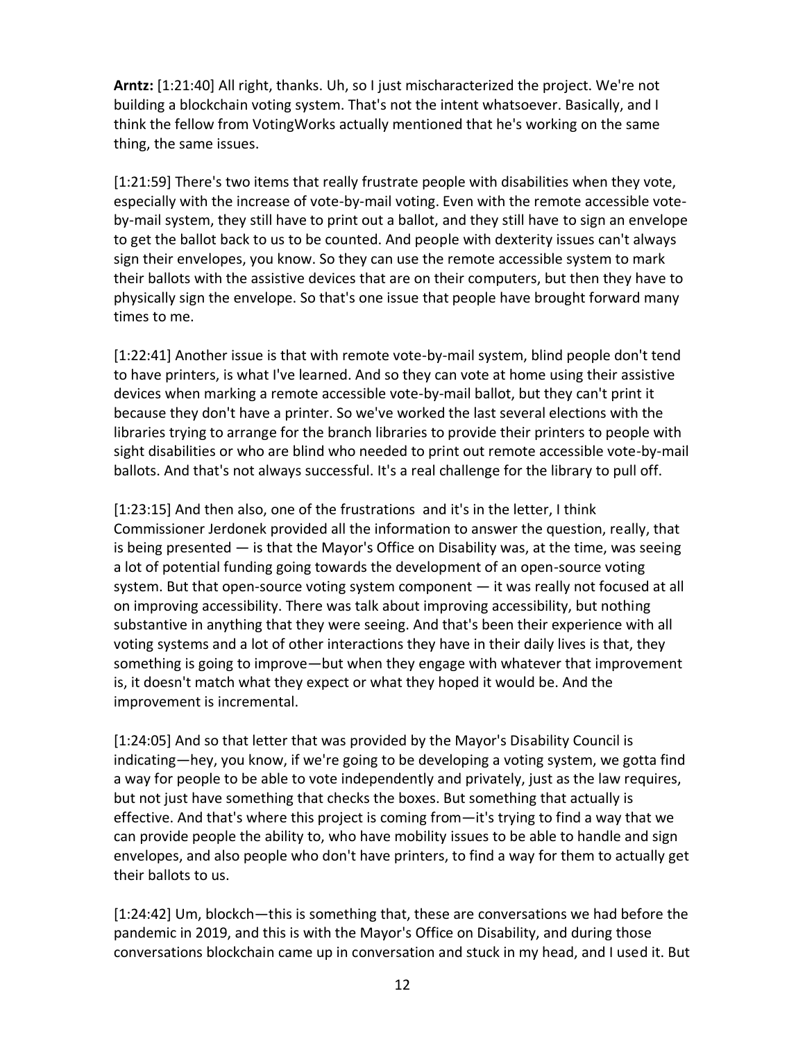**Arntz:** [1:21:40] All right, thanks. Uh, so I just mischaracterized the project. We're not building a blockchain voting system. That's not the intent whatsoever. Basically, and I think the fellow from VotingWorks actually mentioned that he's working on the same thing, the same issues.

[1:21:59] There's two items that really frustrate people with disabilities when they vote, especially with the increase of vote-by-mail voting. Even with the remote accessible vote-by-mail system, they still have to print out a ballot, and they still have to sign an envelope to get the ballot back to us to be counted. And people with dexterity issues can't always sign their envelopes, you know. So they can use the remote accessible system to mark their ballots with the assistive devices that are on their computers, but then they have to physically sign the envelope. So that's one issue that people have brought forward many times to me.

[1:22:41] Another issue is that with remote vote-by-mail system, blind people don't tend to have printers, is what I've learned. And so they can vote at home using their assistive devices when marking a remote accessible vote-by-mail ballot, but they can't print it because they don't have a printer. So we've worked the last several elections with the libraries trying to arrange for the branch libraries to provide their printers to people with sight disabilities or who are blind who needed to print out remote accessible vote-by-mail ballots. And that's not always successful. It's a real challenge for the library to pull off.

[1:23:15] And then also, one of the frustrations and it's in the letter, I think Commissioner Jerdonek provided all the information to answer the question, really, that is being presented — is that the Mayor's Office on Disability was, at the time, was seeing a lot of potential funding going towards the development of an open-source voting system. But that open-source voting system component — it was really not focused at all on improving accessibility. There was talk about improving accessibility, but nothing substantive in anything that they were seeing. And that's been their experience with all voting systems and a lot of other interactions they have in their daily lives is that, they something is going to improve—but when they engage with whatever that improvement is, it doesn't match what they expect or what they hoped it would be. And the improvement is incremental.

[1:24:05] And so that letter that was provided by the Mayor's Disability Council is indicating—hey, you know, if we're going to be developing a voting system, we gotta find a way for people to be able to vote independently and privately, just as the law requires, but not just have something that checks the boxes. But something that actually is effective. And that's where this project is coming from—it's trying to find a way that we can provide people the ability to, who have mobility issues to be able to handle and sign envelopes, and also people who don't have printers, to find a way for them to actually get their ballots to us.

[1:24:42] Um, blockch—this is something that, these are conversations we had before the pandemic in 2019, and this is with the Mayor's Office on Disability, and during those conversations blockchain came up in conversation and stuck in my head, and I used it. But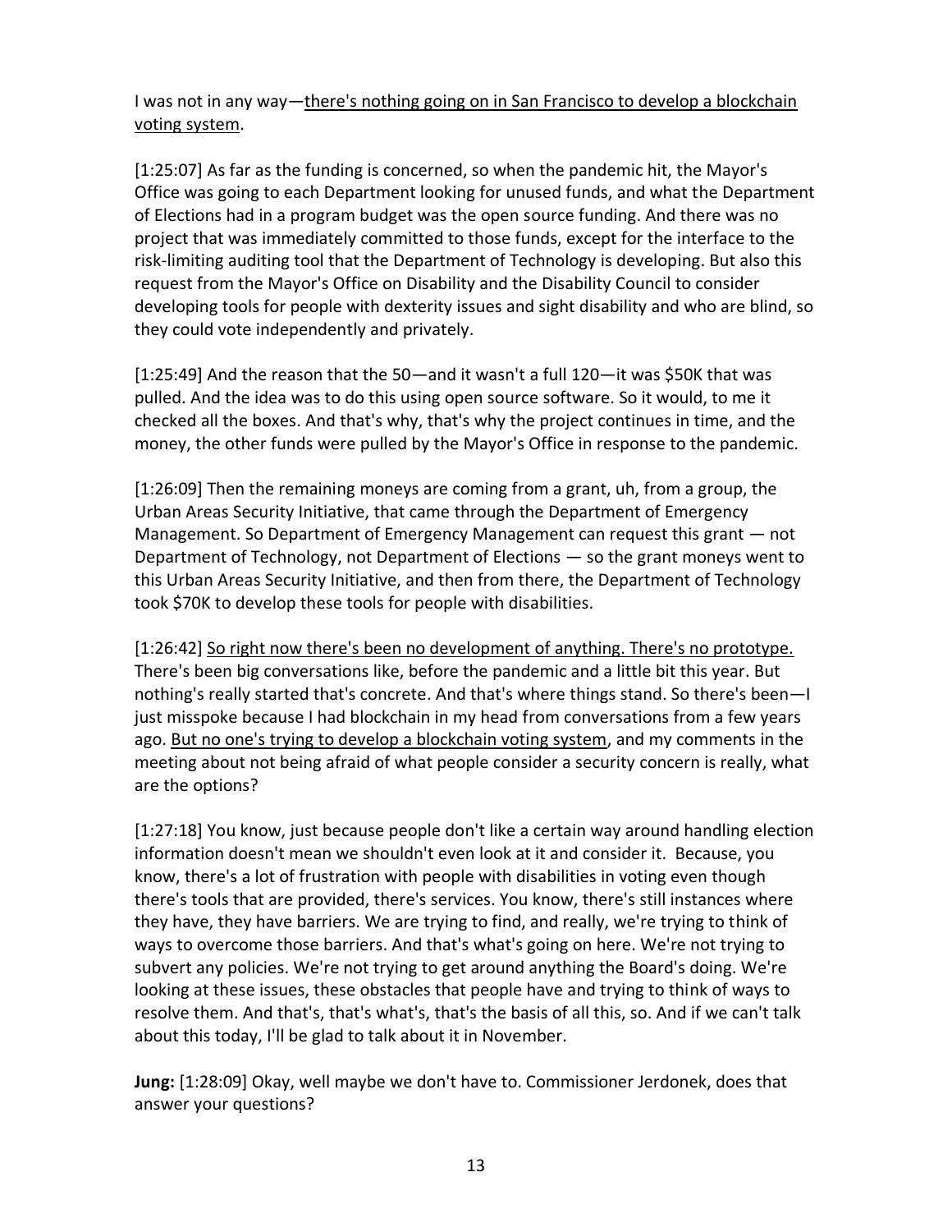I was not in any way—<u>there's nothing going on in San Francisco to develop a blockchain voting system</u>.

[1:25:07] As far as the funding is concerned, so when the pandemic hit, the Mayor's Office was going to each Department looking for unused funds, and what the Department of Elections had in a program budget was the open source funding. And there was no project that was immediately committed to those funds, except for the interface to the risk-limiting auditing tool that the Department of Technology is developing. But also this request from the Mayor's Office on Disability and the Disability Council to consider developing tools for people with dexterity issues and sight disability and who are blind, so they could vote independently and privately.

[1:25:49] And the reason that the 50—and it wasn't a full 120—it was $50K that was pulled. And the idea was to do this using open source software. So it would, to me it checked all the boxes. And that's why, that's why the project continues in time, and the money, the other funds were pulled by the Mayor's Office in response to the pandemic.

[1:26:09] Then the remaining moneys are coming from a grant, uh, from a group, the Urban Areas Security Initiative, that came through the Department of Emergency Management. So Department of Emergency Management can request this grant — not Department of Technology, not Department of Elections — so the grant moneys went to this Urban Areas Security Initiative, and then from there, the Department of Technology took $70K to develop these tools for people with disabilities.

[1:26:42] <u>So right now there's been no development of anything. There's no prototype.</u> There's been big conversations like, before the pandemic and a little bit this year. But nothing's really started that's concrete. And that's where things stand. So there's been—I just misspoke because I had blockchain in my head from conversations from a few years ago. <u>But no one's trying to develop a blockchain voting system</u>, and my comments in the meeting about not being afraid of what people consider a security concern is really, what are the options?

[1:27:18] You know, just because people don't like a certain way around handling election information doesn't mean we shouldn't even look at it and consider it. Because, you know, there's a lot of frustration with people with disabilities in voting even though there's tools that are provided, there's services. You know, there's still instances where they have, they have barriers. We are trying to find, and really, we're trying to think of ways to overcome those barriers. And that's what's going on here. We're not trying to subvert any policies. We're not trying to get around anything the Board's doing. We're looking at these issues, these obstacles that people have and trying to think of ways to resolve them. And that's, that's what's, that's the basis of all this, so. And if we can't talk about this today, I'll be glad to talk about it in November.

**Jung:** [1:28:09] Okay, well maybe we don't have to. Commissioner Jerdonek, does that answer your questions?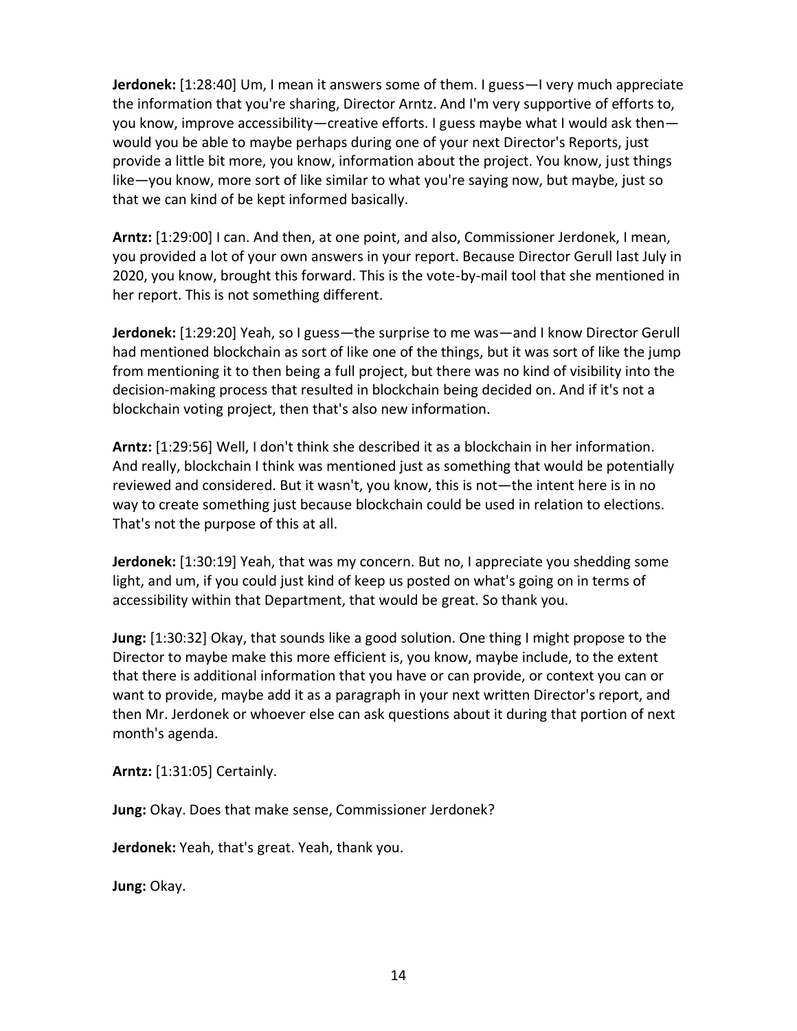**Jerdonek:** [1:28:40] Um, I mean it answers some of them. I guess—I very much appreciate the information that you're sharing, Director Arntz. And I'm very supportive of efforts to, you know, improve accessibility—creative efforts. I guess maybe what I would ask then—would you be able to maybe perhaps during one of your next Director's Reports, just provide a little bit more, you know, information about the project. You know, just things like—you know, more sort of like similar to what you're saying now, but maybe, just so that we can kind of be kept informed basically.

**Arntz:** [1:29:00] I can. And then, at one point, and also, Commissioner Jerdonek, I mean, you provided a lot of your own answers in your report. Because Director Gerull last July in 2020, you know, brought this forward. This is the vote-by-mail tool that she mentioned in her report. This is not something different.

**Jerdonek:** [1:29:20] Yeah, so I guess—the surprise to me was—and I know Director Gerull had mentioned blockchain as sort of like one of the things, but it was sort of like the jump from mentioning it to then being a full project, but there was no kind of visibility into the decision-making process that resulted in blockchain being decided on. And if it's not a blockchain voting project, then that's also new information.

**Arntz:** [1:29:56] Well, I don't think she described it as a blockchain in her information. And really, blockchain I think was mentioned just as something that would be potentially reviewed and considered. But it wasn't, you know, this is not—the intent here is in no way to create something just because blockchain could be used in relation to elections. That's not the purpose of this at all.

**Jerdonek:** [1:30:19] Yeah, that was my concern. But no, I appreciate you shedding some light, and um, if you could just kind of keep us posted on what's going on in terms of accessibility within that Department, that would be great. So thank you.

**Jung:** [1:30:32] Okay, that sounds like a good solution. One thing I might propose to the Director to maybe make this more efficient is, you know, maybe include, to the extent that there is additional information that you have or can provide, or context you can or want to provide, maybe add it as a paragraph in your next written Director's report, and then Mr. Jerdonek or whoever else can ask questions about it during that portion of next month's agenda.

**Arntz:** [1:31:05] Certainly.

**Jung:** Okay. Does that make sense, Commissioner Jerdonek?

**Jerdonek:** Yeah, that's great. Yeah, thank you.

**Jung:** Okay.